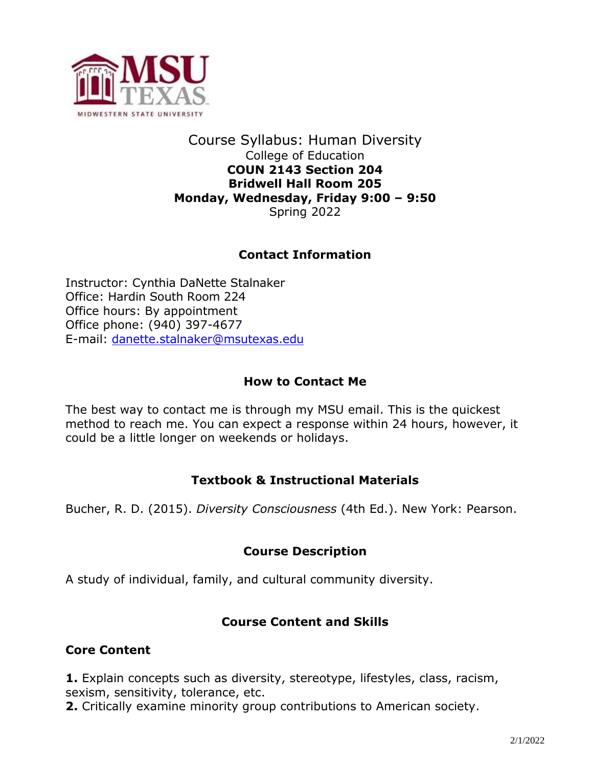# Course Syllabus: Human Diversity

College of Education
**COUN 2143 Section 204**
**Bridwell Hall Room 205**
**Monday, Wednesday, Friday 9:00 – 9:50**
Spring 2022

## Contact Information

Instructor: Cynthia DaNette Stalnaker
Office: Hardin South Room 224
Office hours: By appointment
Office phone: (940) 397-4677
E-mail: danette.stalnaker@msutexas.edu

## How to Contact Me

The best way to contact me is through my MSU email. This is the quickest method to reach me. You can expect a response within 24 hours, however, it could be a little longer on weekends or holidays.

## Textbook & Instructional Materials

Bucher, R. D. (2015). *Diversity Consciousness* (4th Ed.). New York: Pearson.

## Course Description

A study of individual, family, and cultural community diversity.

## Course Content and Skills

### Core Content

**1.** Explain concepts such as diversity, stereotype, lifestyles, class, racism, sexism, sensitivity, tolerance, etc.
**2.** Critically examine minority group contributions to American society.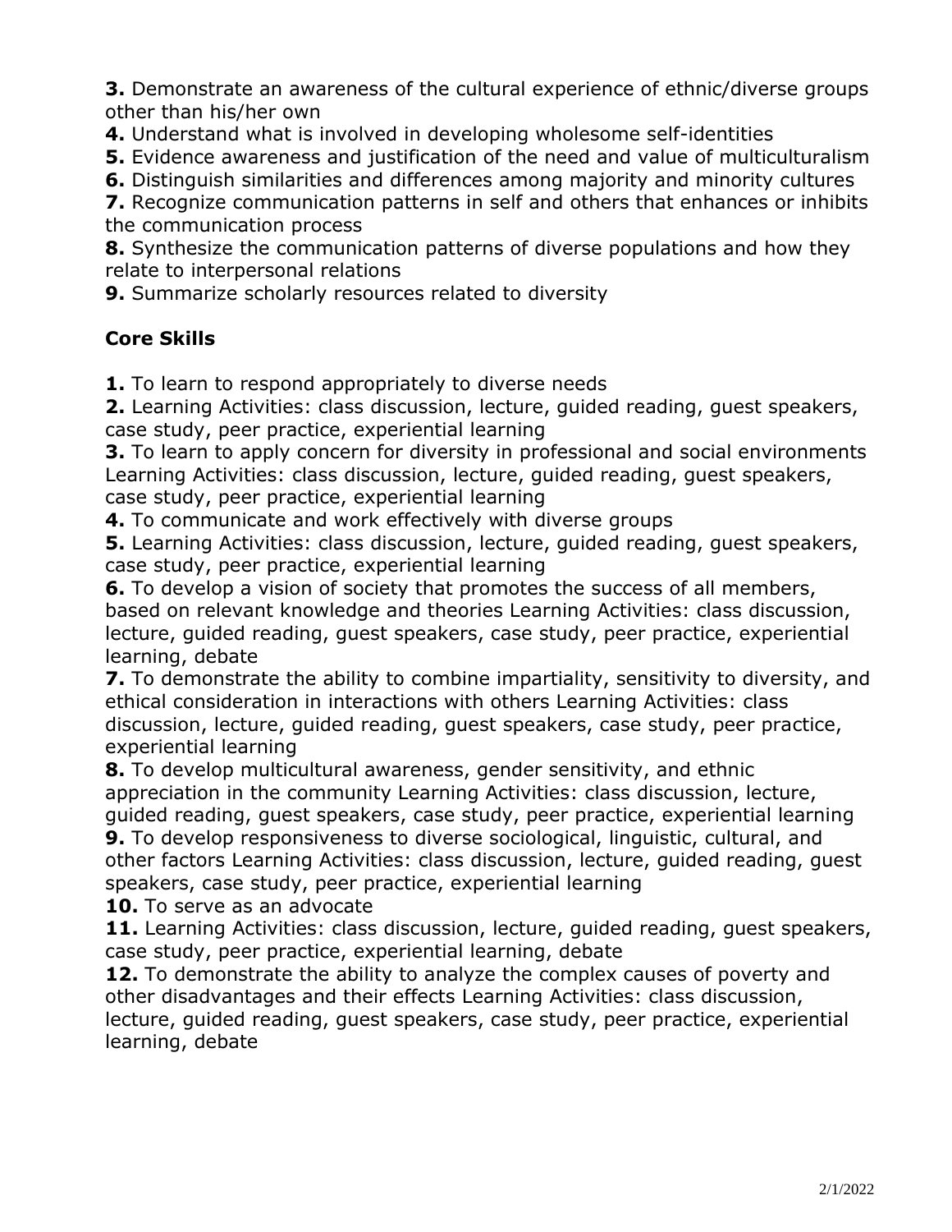**3.** Demonstrate an awareness of the cultural experience of ethnic/diverse groups other than his/her own

**4.** Understand what is involved in developing wholesome self-identities

**5.** Evidence awareness and justification of the need and value of multiculturalism

**6.** Distinguish similarities and differences among majority and minority cultures

**7.** Recognize communication patterns in self and others that enhances or inhibits the communication process

**8.** Synthesize the communication patterns of diverse populations and how they relate to interpersonal relations

**9.** Summarize scholarly resources related to diversity

## Core Skills

**1.** To learn to respond appropriately to diverse needs

**2.** Learning Activities: class discussion, lecture, guided reading, guest speakers, case study, peer practice, experiential learning

**3.** To learn to apply concern for diversity in professional and social environments Learning Activities: class discussion, lecture, guided reading, guest speakers, case study, peer practice, experiential learning

**4.** To communicate and work effectively with diverse groups

**5.** Learning Activities: class discussion, lecture, guided reading, guest speakers, case study, peer practice, experiential learning

**6.** To develop a vision of society that promotes the success of all members, based on relevant knowledge and theories Learning Activities: class discussion, lecture, guided reading, guest speakers, case study, peer practice, experiential learning, debate

**7.** To demonstrate the ability to combine impartiality, sensitivity to diversity, and ethical consideration in interactions with others Learning Activities: class discussion, lecture, guided reading, guest speakers, case study, peer practice, experiential learning

**8.** To develop multicultural awareness, gender sensitivity, and ethnic appreciation in the community Learning Activities: class discussion, lecture, guided reading, guest speakers, case study, peer practice, experiential learning

**9.** To develop responsiveness to diverse sociological, linguistic, cultural, and other factors Learning Activities: class discussion, lecture, guided reading, guest speakers, case study, peer practice, experiential learning

**10.** To serve as an advocate

**11.** Learning Activities: class discussion, lecture, guided reading, guest speakers, case study, peer practice, experiential learning, debate

**12.** To demonstrate the ability to analyze the complex causes of poverty and other disadvantages and their effects Learning Activities: class discussion, lecture, guided reading, guest speakers, case study, peer practice, experiential learning, debate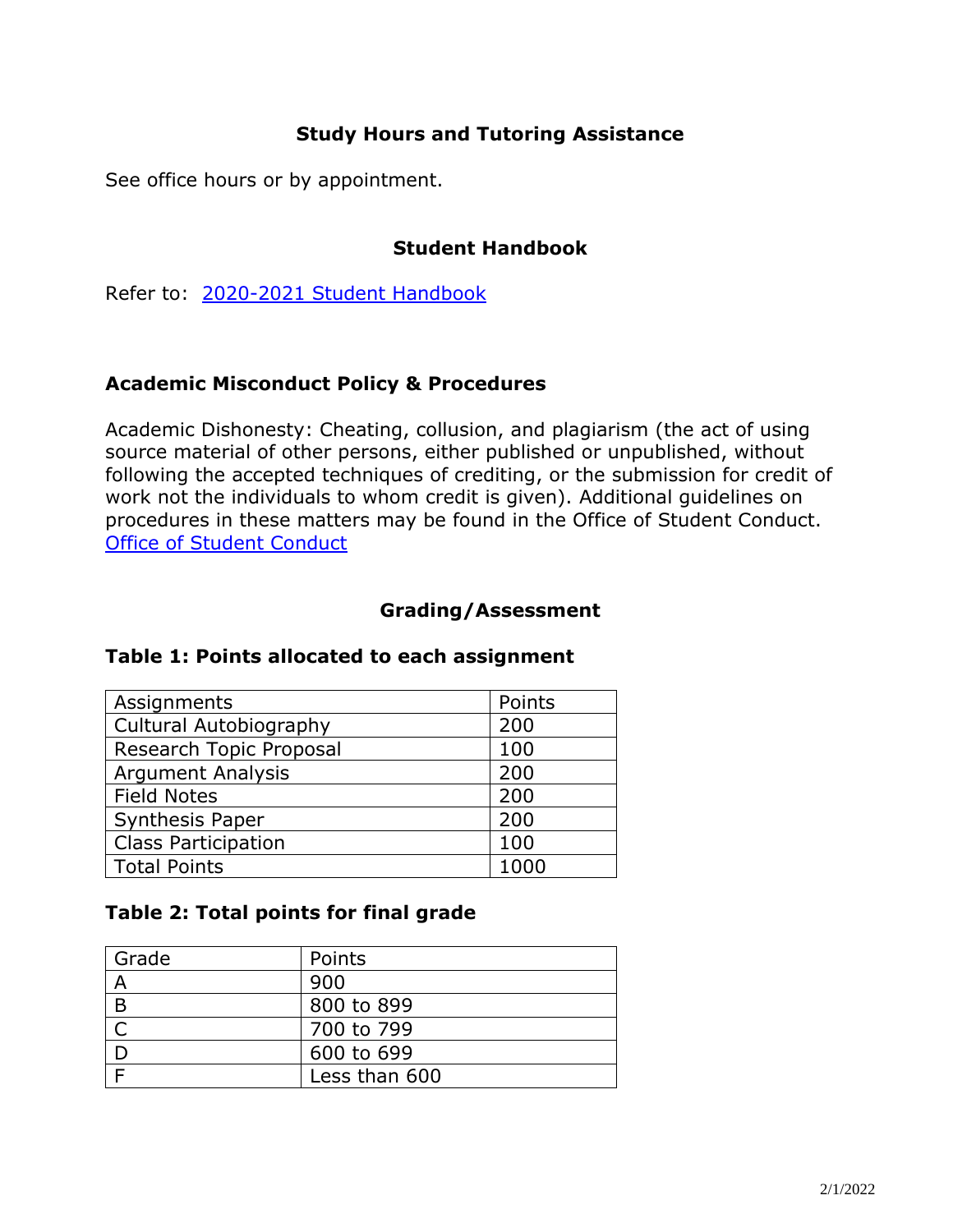## Study Hours and Tutoring Assistance

See office hours or by appointment.

## Student Handbook

Refer to: [2020-2021 Student Handbook]

## Academic Misconduct Policy & Procedures

Academic Dishonesty: Cheating, collusion, and plagiarism (the act of using source material of other persons, either published or unpublished, without following the accepted techniques of crediting, or the submission for credit of work not the individuals to whom credit is given). Additional guidelines on procedures in these matters may be found in the Office of Student Conduct. [Office of Student Conduct]

## Grading/Assessment

**Table 1: Points allocated to each assignment**

| Assignments | Points |
|---|---|
| Cultural Autobiography | 200 |
| Research Topic Proposal | 100 |
| Argument Analysis | 200 |
| Field Notes | 200 |
| Synthesis Paper | 200 |
| Class Participation | 100 |
| Total Points | 1000 |

**Table 2: Total points for final grade**

| Grade | Points |
|---|---|
| A | 900 |
| B | 800 to 899 |
| C | 700 to 799 |
| D | 600 to 699 |
| F | Less than 600 |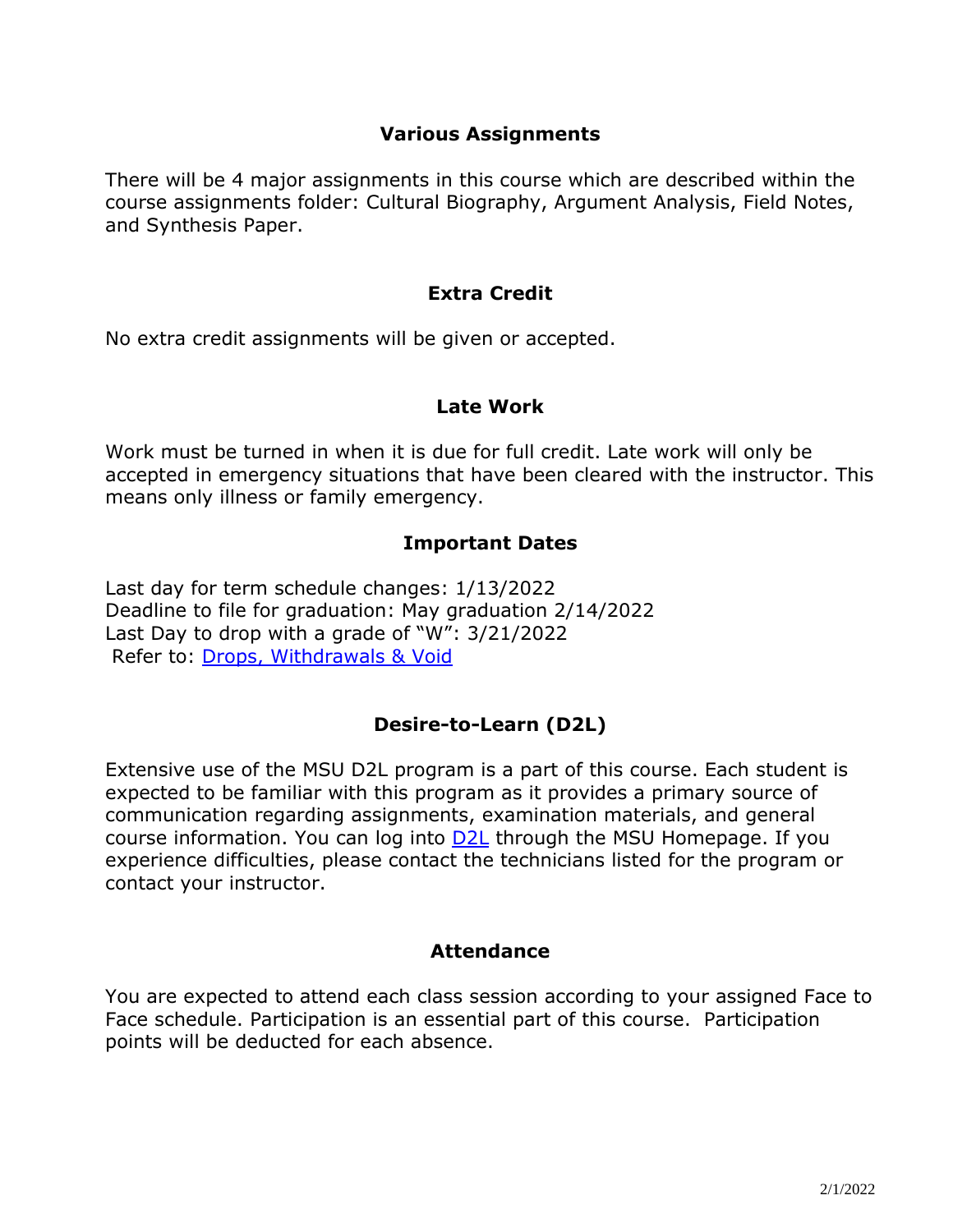## Various Assignments

There will be 4 major assignments in this course which are described within the course assignments folder: Cultural Biography, Argument Analysis, Field Notes, and Synthesis Paper.

## Extra Credit

No extra credit assignments will be given or accepted.

## Late Work

Work must be turned in when it is due for full credit. Late work will only be accepted in emergency situations that have been cleared with the instructor. This means only illness or family emergency.

## Important Dates

Last day for term schedule changes: 1/13/2022
Deadline to file for graduation: May graduation 2/14/2022
Last Day to drop with a grade of "W": 3/21/2022
Refer to: Drops, Withdrawals & Void

## Desire-to-Learn (D2L)

Extensive use of the MSU D2L program is a part of this course. Each student is expected to be familiar with this program as it provides a primary source of communication regarding assignments, examination materials, and general course information. You can log into D2L through the MSU Homepage. If you experience difficulties, please contact the technicians listed for the program or contact your instructor.

## Attendance

You are expected to attend each class session according to your assigned Face to Face schedule. Participation is an essential part of this course. Participation points will be deducted for each absence.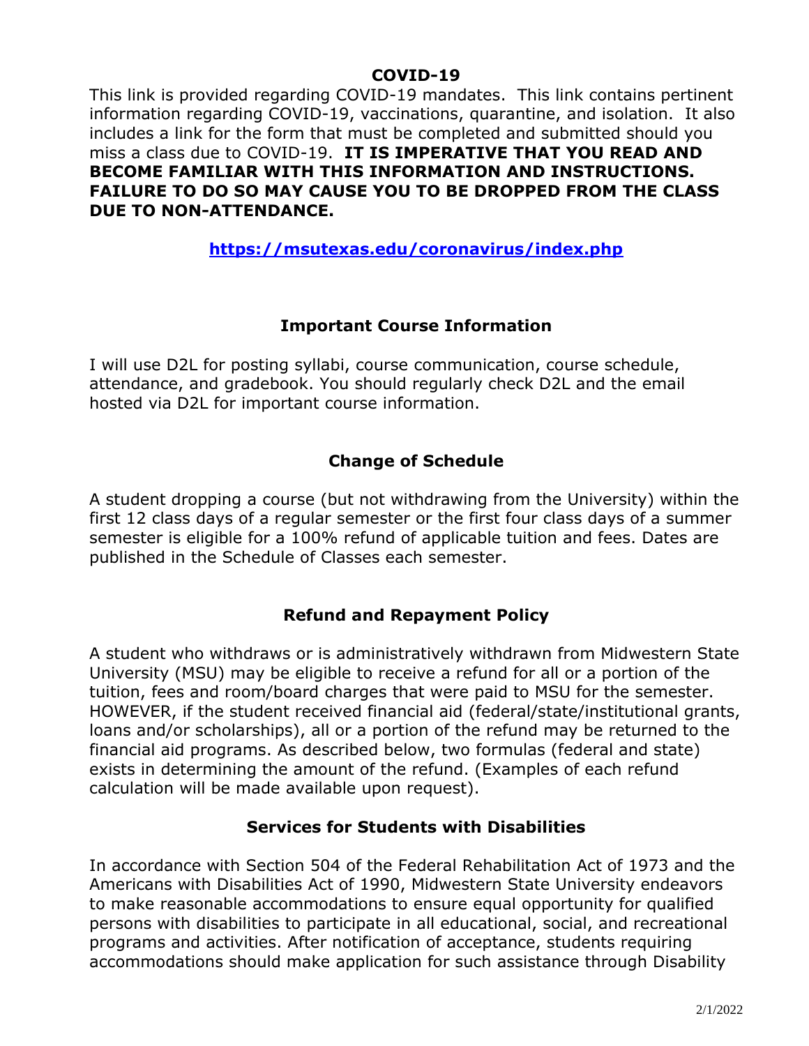## COVID-19

This link is provided regarding COVID-19 mandates. This link contains pertinent information regarding COVID-19, vaccinations, quarantine, and isolation. It also includes a link for the form that must be completed and submitted should you miss a class due to COVID-19. **IT IS IMPERATIVE THAT YOU READ AND BECOME FAMILIAR WITH THIS INFORMATION AND INSTRUCTIONS. FAILURE TO DO SO MAY CAUSE YOU TO BE DROPPED FROM THE CLASS DUE TO NON-ATTENDANCE.**

**https://msutexas.edu/coronavirus/index.php**

## Important Course Information

I will use D2L for posting syllabi, course communication, course schedule, attendance, and gradebook. You should regularly check D2L and the email hosted via D2L for important course information.

## Change of Schedule

A student dropping a course (but not withdrawing from the University) within the first 12 class days of a regular semester or the first four class days of a summer semester is eligible for a 100% refund of applicable tuition and fees. Dates are published in the Schedule of Classes each semester.

## Refund and Repayment Policy

A student who withdraws or is administratively withdrawn from Midwestern State University (MSU) may be eligible to receive a refund for all or a portion of the tuition, fees and room/board charges that were paid to MSU for the semester. HOWEVER, if the student received financial aid (federal/state/institutional grants, loans and/or scholarships), all or a portion of the refund may be returned to the financial aid programs. As described below, two formulas (federal and state) exists in determining the amount of the refund. (Examples of each refund calculation will be made available upon request).

## Services for Students with Disabilities

In accordance with Section 504 of the Federal Rehabilitation Act of 1973 and the Americans with Disabilities Act of 1990, Midwestern State University endeavors to make reasonable accommodations to ensure equal opportunity for qualified persons with disabilities to participate in all educational, social, and recreational programs and activities. After notification of acceptance, students requiring accommodations should make application for such assistance through Disability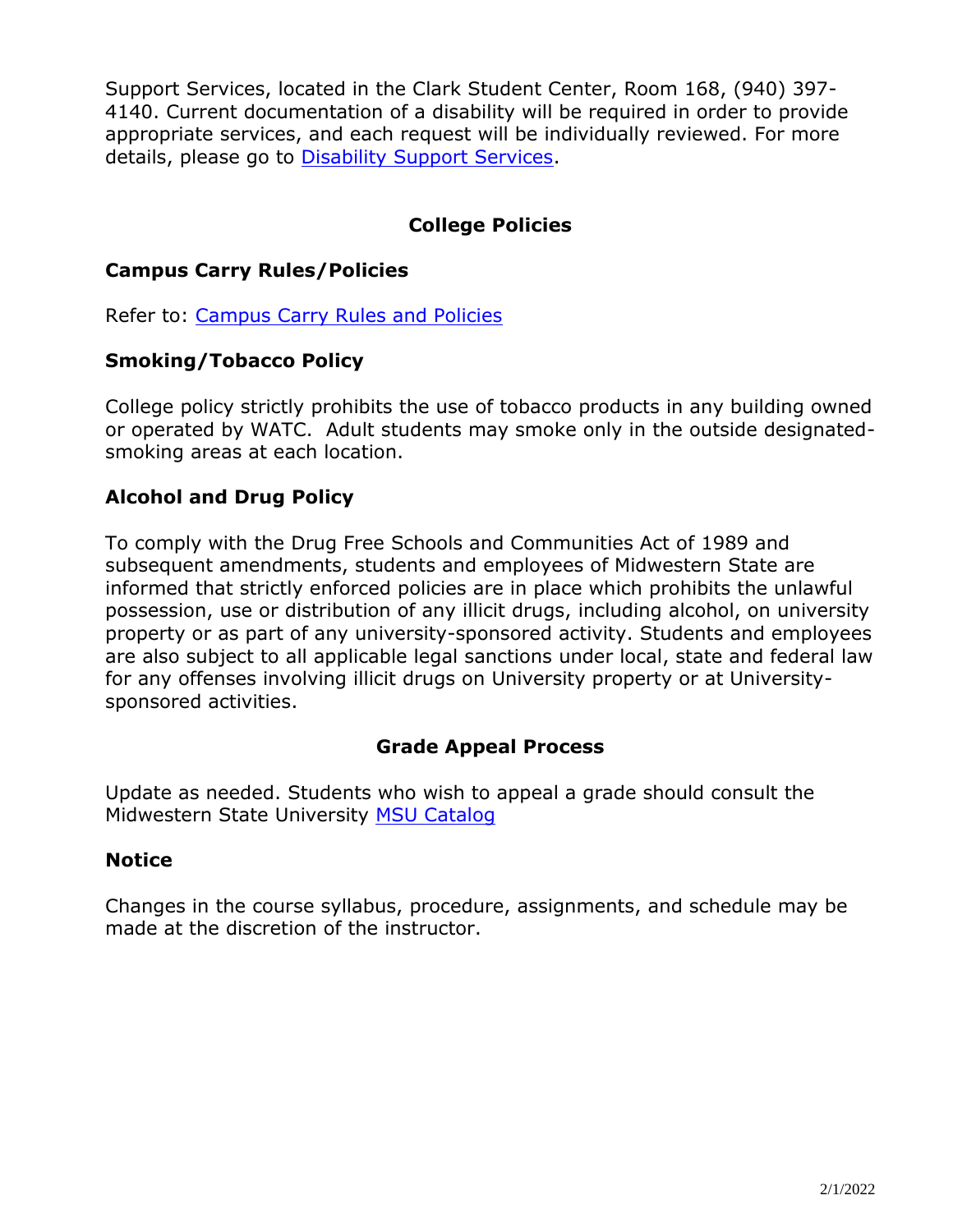Support Services, located in the Clark Student Center, Room 168, (940) 397-4140. Current documentation of a disability will be required in order to provide appropriate services, and each request will be individually reviewed. For more details, please go to [Disability Support Services](#).

## College Policies

### Campus Carry Rules/Policies

Refer to: [Campus Carry Rules and Policies](#)

### Smoking/Tobacco Policy

College policy strictly prohibits the use of tobacco products in any building owned or operated by WATC. Adult students may smoke only in the outside designated-smoking areas at each location.

### Alcohol and Drug Policy

To comply with the Drug Free Schools and Communities Act of 1989 and subsequent amendments, students and employees of Midwestern State are informed that strictly enforced policies are in place which prohibits the unlawful possession, use or distribution of any illicit drugs, including alcohol, on university property or as part of any university-sponsored activity. Students and employees are also subject to all applicable legal sanctions under local, state and federal law for any offenses involving illicit drugs on University property or at University-sponsored activities.

## Grade Appeal Process

Update as needed. Students who wish to appeal a grade should consult the Midwestern State University [MSU Catalog](#)

### Notice

Changes in the course syllabus, procedure, assignments, and schedule may be made at the discretion of the instructor.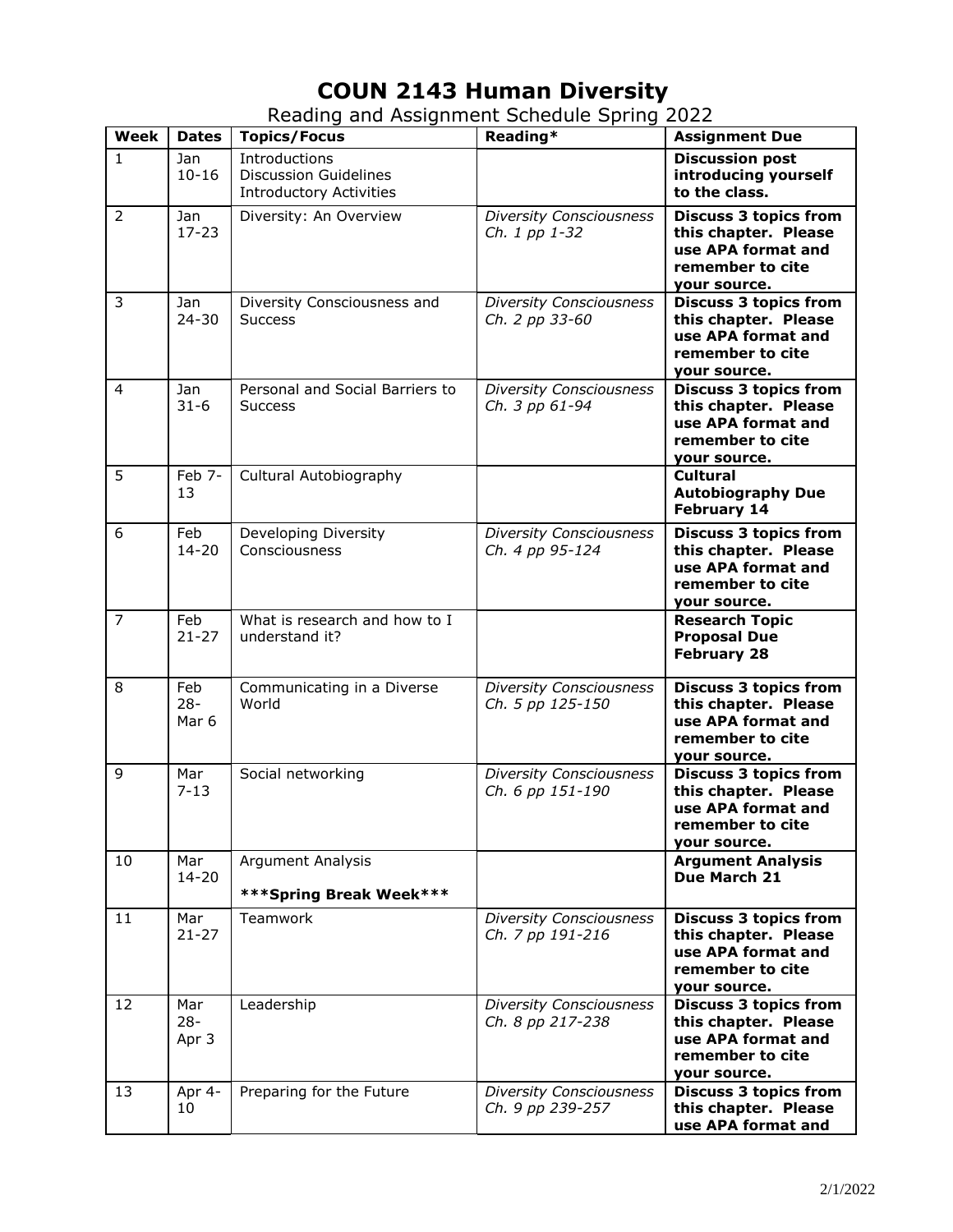# COUN 2143 Human Diversity

Reading and Assignment Schedule Spring 2022

| Week | Dates | Topics/Focus | Reading* | Assignment Due |
|---|---|---|---|---|
| 1 | Jan 10-16 | Introductions<br>Discussion Guidelines<br>Introductory Activities | | **Discussion post introducing yourself to the class.** |
| 2 | Jan 17-23 | Diversity: An Overview | *Diversity Consciousness Ch. 1 pp 1-32* | **Discuss 3 topics from this chapter. Please use APA format and remember to cite your source.** |
| 3 | Jan 24-30 | Diversity Consciousness and Success | *Diversity Consciousness Ch. 2 pp 33-60* | **Discuss 3 topics from this chapter. Please use APA format and remember to cite your source.** |
| 4 | Jan 31-6 | Personal and Social Barriers to Success | *Diversity Consciousness Ch. 3 pp 61-94* | **Discuss 3 topics from this chapter. Please use APA format and remember to cite your source.** |
| 5 | Feb 7-13 | Cultural Autobiography | | **Cultural Autobiography Due February 14** |
| 6 | Feb 14-20 | Developing Diversity Consciousness | *Diversity Consciousness Ch. 4 pp 95-124* | **Discuss 3 topics from this chapter. Please use APA format and remember to cite your source.** |
| 7 | Feb 21-27 | What is research and how to I understand it? | | **Research Topic Proposal Due February 28** |
| 8 | Feb 28-Mar 6 | Communicating in a Diverse World | *Diversity Consciousness Ch. 5 pp 125-150* | **Discuss 3 topics from this chapter. Please use APA format and remember to cite your source.** |
| 9 | Mar 7-13 | Social networking | *Diversity Consciousness Ch. 6 pp 151-190* | **Discuss 3 topics from this chapter. Please use APA format and remember to cite your source.** |
| 10 | Mar 14-20 | Argument Analysis<br>**\*\*\*Spring Break Week\*\*\*** | | **Argument Analysis Due March 21** |
| 11 | Mar 21-27 | Teamwork | *Diversity Consciousness Ch. 7 pp 191-216* | **Discuss 3 topics from this chapter. Please use APA format and remember to cite your source.** |
| 12 | Mar 28-Apr 3 | Leadership | *Diversity Consciousness Ch. 8 pp 217-238* | **Discuss 3 topics from this chapter. Please use APA format and remember to cite your source.** |
| 13 | Apr 4-10 | Preparing for the Future | *Diversity Consciousness Ch. 9 pp 239-257* | **Discuss 3 topics from this chapter. Please use APA format and** |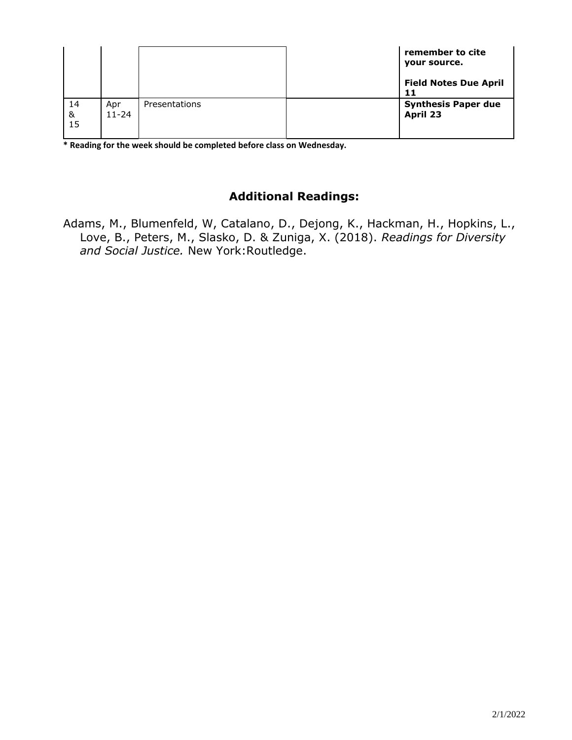| | | | | |
|---|---|---|---|---|
| | | | | **remember to cite your source.**<br><br>**Field Notes Due April 11** |
| 14 & 15 | Apr 11-24 | Presentations | | **Synthesis Paper due April 23** |

**\* Reading for the week should be completed before class on Wednesday.**

## Additional Readings:

Adams, M., Blumenfeld, W, Catalano, D., Dejong, K., Hackman, H., Hopkins, L., Love, B., Peters, M., Slasko, D. & Zuniga, X. (2018). *Readings for Diversity and Social Justice.* New York: Routledge.